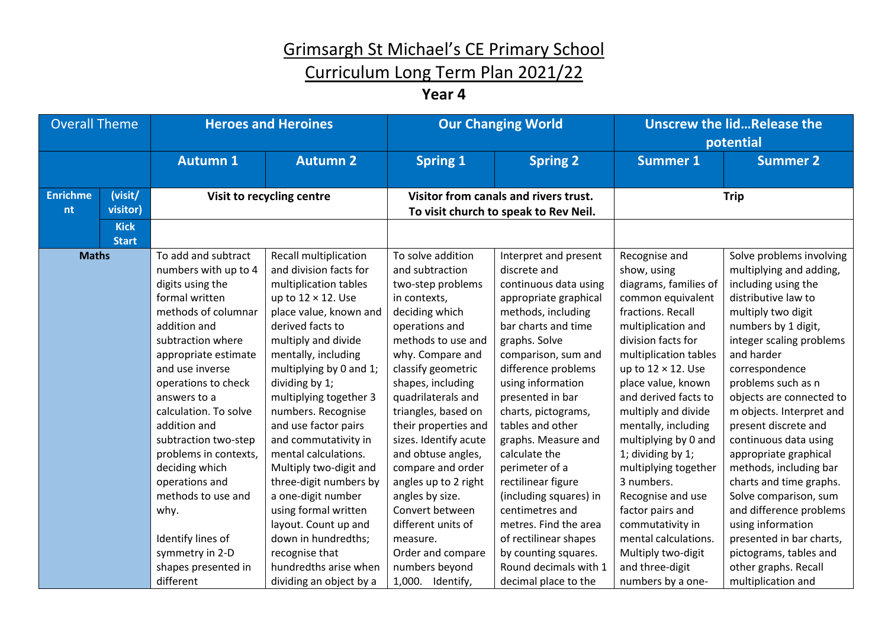# Grimsargh St Michael's CE Primary School

# Curriculum Long Term Plan 2021/22

## Year 4

| Overall Theme | | Heroes and Heroines | | Our Changing World | | Unscrew the lid…Release the potential | |
|---|---|---|---|---|---|---|---|
| | | **Autumn 1** | **Autumn 2** | **Spring 1** | **Spring 2** | **Summer 1** | **Summer 2** |
| **Enrichment** | **(visit/ visitor)** | **Visit to recycling centre** | | **Visitor from canals and rivers trust. To visit church to speak to Rev Neil.** | | **Trip** | |
| | **Kick Start** | | | | | | |
| **Maths** | | To add and subtract numbers with up to 4 digits using the formal written methods of columnar addition and subtraction where appropriate estimate and use inverse operations to check answers to a calculation. To solve addition and subtraction two-step problems in contexts, deciding which operations and methods to use and why.<br><br>Identify lines of symmetry in 2-D shapes presented in different | Recall multiplication and division facts for multiplication tables up to 12 × 12. Use place value, known and derived facts to multiply and divide mentally, including multiplying by 0 and 1; dividing by 1; multiplying together 3 numbers. Recognise and use factor pairs and commutativity in mental calculations. Multiply two-digit and three-digit numbers by a one-digit number using formal written layout. Count up and down in hundredths; recognise that hundredths arise when dividing an object by a | To solve addition and subtraction two-step problems in contexts, deciding which operations and methods to use and why. Compare and classify geometric shapes, including quadrilaterals and triangles, based on their properties and sizes. Identify acute and obtuse angles, compare and order angles up to 2 right angles by size. Convert between different units of measure.<br>Order and compare numbers beyond 1,000. Identify, | Interpret and present discrete and continuous data using appropriate graphical methods, including bar charts and time graphs. Solve comparison, sum and difference problems using information presented in bar charts, pictograms, tables and other graphs. Measure and calculate the perimeter of a rectilinear figure (including squares) in centimetres and metres. Find the area of rectilinear shapes by counting squares. Round decimals with 1 decimal place to the | Recognise and show, using diagrams, families of common equivalent fractions. Recall multiplication and division facts for multiplication tables up to 12 × 12. Use place value, known and derived facts to multiply and divide mentally, including multiplying by 0 and 1; dividing by 1; multiplying together 3 numbers. Recognise and use factor pairs and commutativity in mental calculations. Multiply two-digit and three-digit numbers by a one- | Solve problems involving multiplying and adding, including using the distributive law to multiply two digit numbers by 1 digit, integer scaling problems and harder correspondence problems such as n objects are connected to m objects. Interpret and present discrete and continuous data using appropriate graphical methods, including bar charts and time graphs. Solve comparison, sum and difference problems using information presented in bar charts, pictograms, tables and other graphs. Recall multiplication and |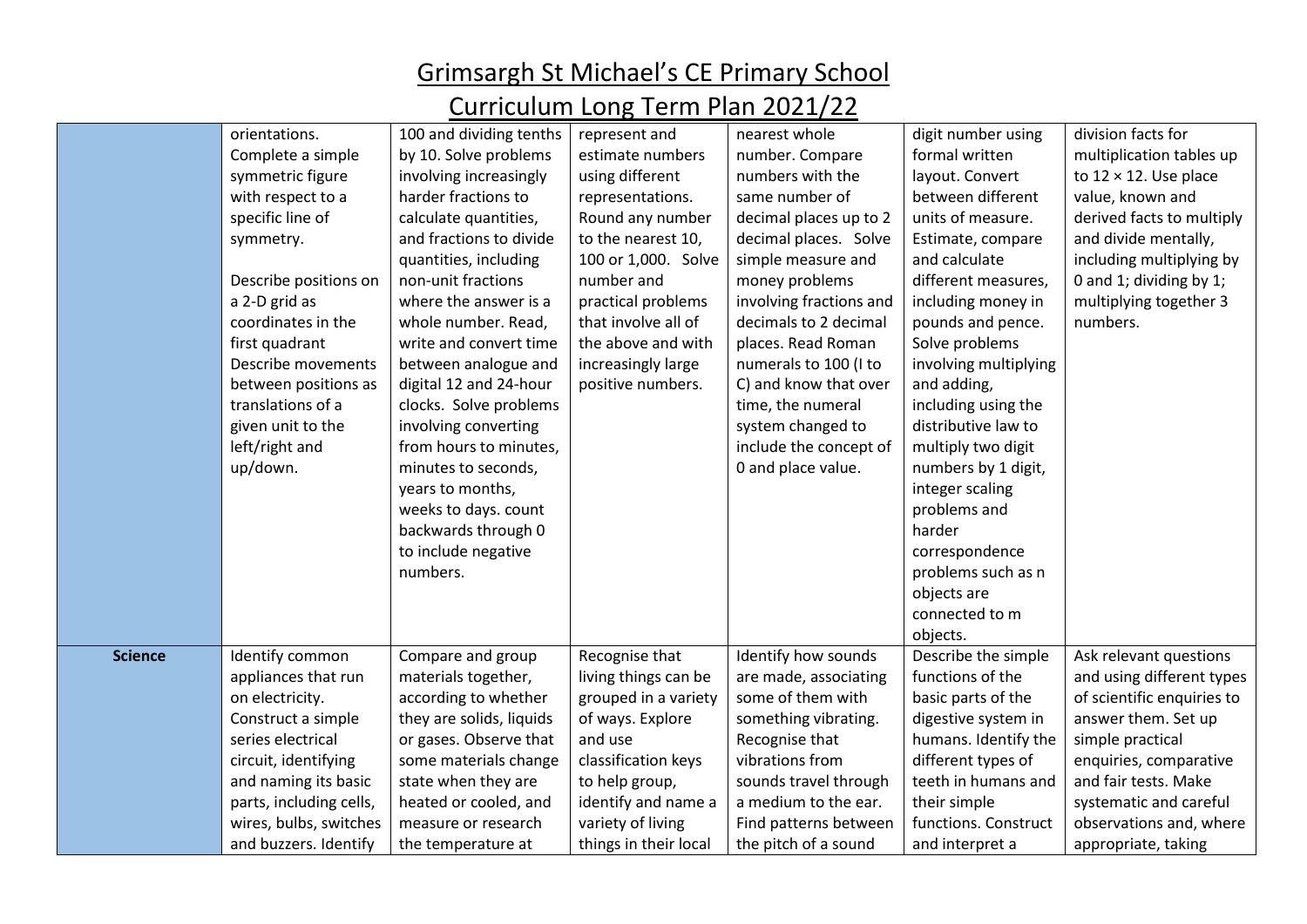# Grimsargh St Michael's CE Primary School

## Curriculum Long Term Plan 2021/22

| | | | | | | |
|---|---|---|---|---|---|---|
| | orientations. Complete a simple symmetric figure with respect to a specific line of symmetry.<br><br>Describe positions on a 2-D grid as coordinates in the first quadrant Describe movements between positions as translations of a given unit to the left/right and up/down. | 100 and dividing tenths by 10. Solve problems involving increasingly harder fractions to calculate quantities, and fractions to divide quantities, including non-unit fractions where the answer is a whole number. Read, write and convert time between analogue and digital 12 and 24-hour clocks. Solve problems involving converting from hours to minutes, minutes to seconds, years to months, weeks to days. count backwards through 0 to include negative numbers. | represent and estimate numbers using different representations. Round any number to the nearest 10, 100 or 1,000. Solve number and practical problems that involve all of the above and with increasingly large positive numbers. | nearest whole number. Compare numbers with the same number of decimal places up to 2 decimal places. Solve simple measure and money problems involving fractions and decimals to 2 decimal places. Read Roman numerals to 100 (I to C) and know that over time, the numeral system changed to include the concept of 0 and place value. | digit number using formal written layout. Convert between different units of measure. Estimate, compare and calculate different measures, including money in pounds and pence. Solve problems involving multiplying and adding, including using the distributive law to multiply two digit numbers by 1 digit, integer scaling problems and harder correspondence problems such as n objects are connected to m objects. | division facts for multiplication tables up to 12 × 12. Use place value, known and derived facts to multiply and divide mentally, including multiplying by 0 and 1; dividing by 1; multiplying together 3 numbers. |
| **Science** | Identify common appliances that run on electricity. Construct a simple series electrical circuit, identifying and naming its basic parts, including cells, wires, bulbs, switches and buzzers. Identify | Compare and group materials together, according to whether they are solids, liquids or gases. Observe that some materials change state when they are heated or cooled, and measure or research the temperature at | Recognise that living things can be grouped in a variety of ways. Explore and use classification keys to help group, identify and name a variety of living things in their local | Identify how sounds are made, associating some of them with something vibrating. Recognise that vibrations from sounds travel through a medium to the ear. Find patterns between the pitch of a sound | Describe the simple functions of the basic parts of the digestive system in humans. Identify the different types of teeth in humans and their simple functions. Construct and interpret a | Ask relevant questions and using different types of scientific enquiries to answer them. Set up simple practical enquiries, comparative and fair tests. Make systematic and careful observations and, where appropriate, taking |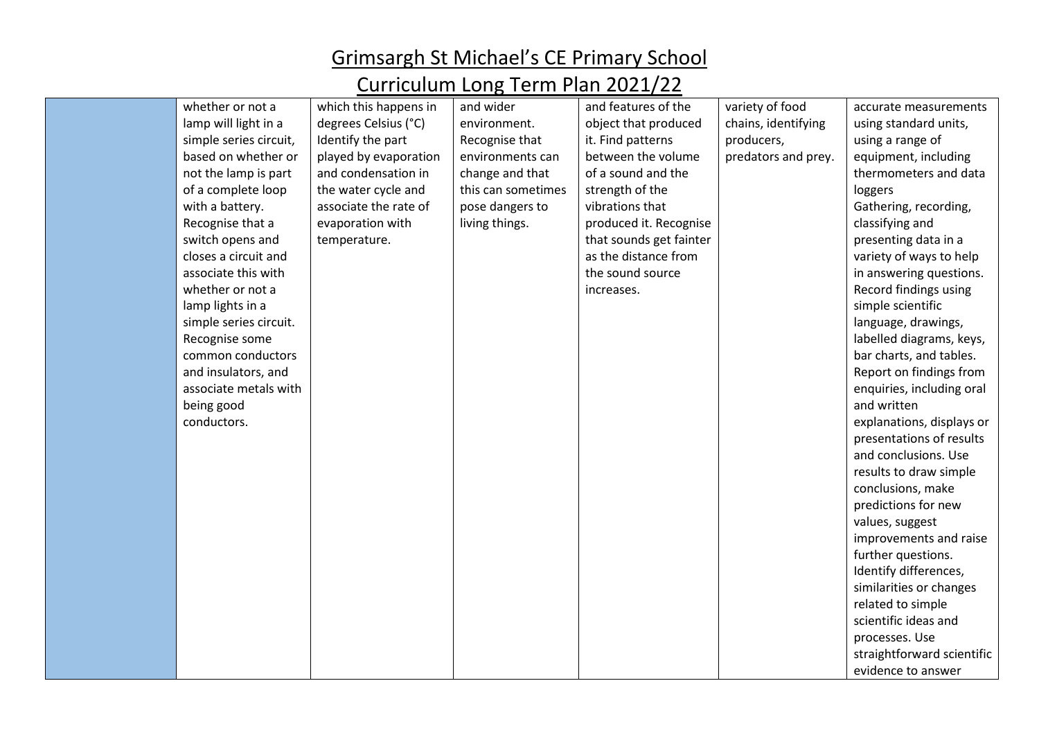# Grimsargh St Michael's CE Primary School

## Curriculum Long Term Plan 2021/22

| | | | | | | |
|---|---|---|---|---|---|---|
| | whether or not a lamp will light in a simple series circuit, based on whether or not the lamp is part of a complete loop with a battery. Recognise that a switch opens and closes a circuit and associate this with whether or not a lamp lights in a simple series circuit. Recognise some common conductors and insulators, and associate metals with being good conductors. | which this happens in degrees Celsius (°C) Identify the part played by evaporation and condensation in the water cycle and associate the rate of evaporation with temperature. | and wider environment. Recognise that environments can change and that this can sometimes pose dangers to living things. | and features of the object that produced it. Find patterns between the volume of a sound and the strength of the vibrations that produced it. Recognise that sounds get fainter as the distance from the sound source increases. | variety of food chains, identifying producers, predators and prey. | accurate measurements using standard units, using a range of equipment, including thermometers and data loggers Gathering, recording, classifying and presenting data in a variety of ways to help in answering questions. Record findings using simple scientific language, drawings, labelled diagrams, keys, bar charts, and tables. Report on findings from enquiries, including oral and written explanations, displays or presentations of results and conclusions. Use results to draw simple conclusions, make predictions for new values, suggest improvements and raise further questions. Identify differences, similarities or changes related to simple scientific ideas and processes. Use straightforward scientific evidence to answer |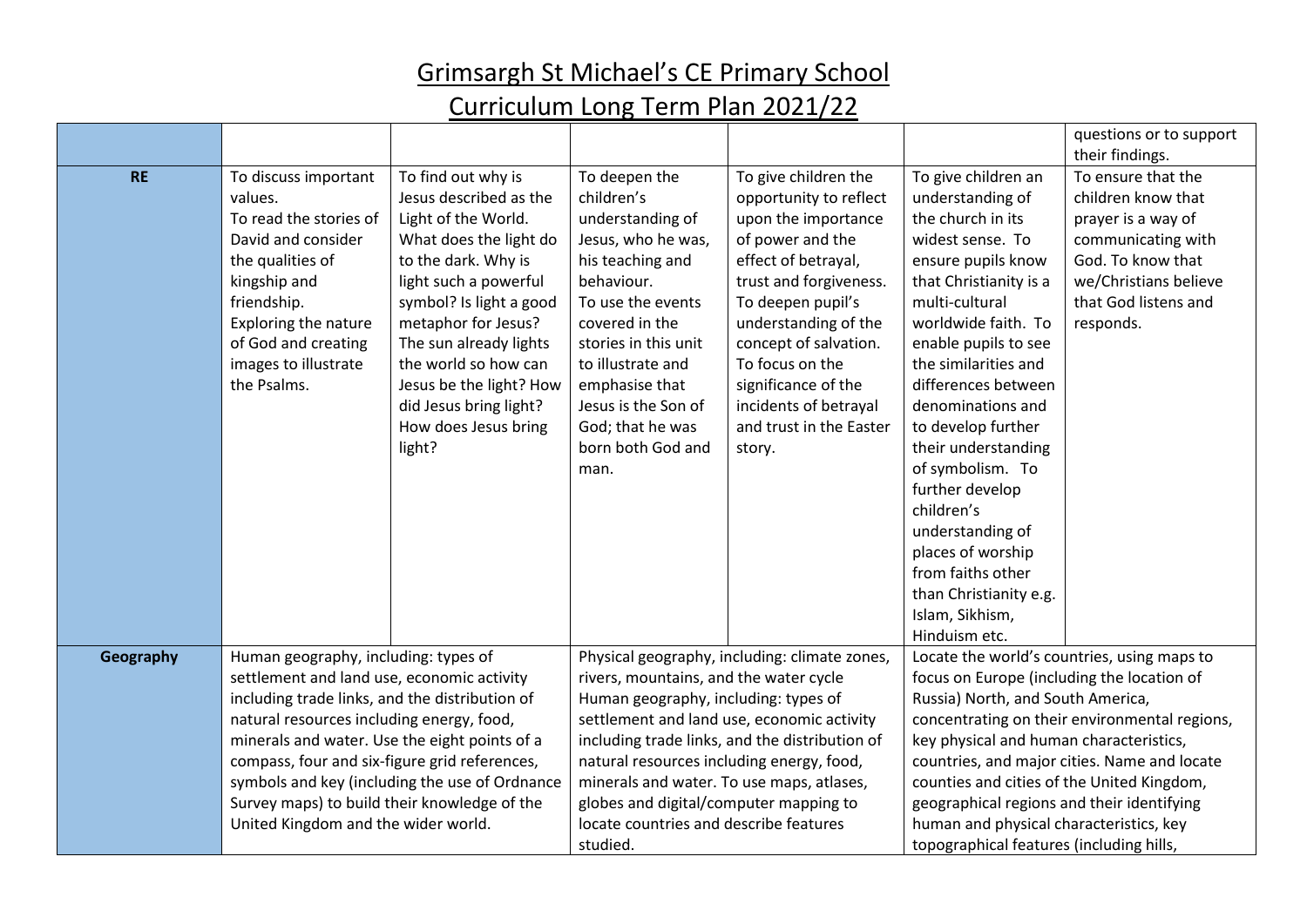# Grimsargh St Michael's CE Primary School

# Curriculum Long Term Plan 2021/22

| | | | | | | |
|---|---|---|---|---|---|---|
| | | | | | | questions or to support their findings. |
| **RE** | To discuss important values.<br>To read the stories of David and consider the qualities of kingship and friendship.<br>Exploring the nature of God and creating images to illustrate the Psalms. | To find out why is Jesus described as the Light of the World. What does the light do to the dark. Why is light such a powerful symbol? Is light a good metaphor for Jesus? The sun already lights the world so how can Jesus be the light? How did Jesus bring light? How does Jesus bring light? | To deepen the children's understanding of Jesus, who he was, his teaching and behaviour.<br>To use the events covered in the stories in this unit to illustrate and emphasise that Jesus is the Son of God; that he was born both God and man. | To give children the opportunity to reflect upon the importance of power and the effect of betrayal, trust and forgiveness. To deepen pupil's understanding of the concept of salvation. To focus on the significance of the incidents of betrayal and trust in the Easter story. | To give children an understanding of the church in its widest sense. To ensure pupils know that Christianity is a multi-cultural worldwide faith. To enable pupils to see the similarities and differences between denominations and to develop further their understanding of symbolism. To further develop children's understanding of places of worship from faiths other than Christianity e.g. Islam, Sikhism, Hinduism etc. | To ensure that the children know that prayer is a way of communicating with God. To know that we/Christians believe that God listens and responds. |
| **Geography** | Human geography, including: types of settlement and land use, economic activity including trade links, and the distribution of natural resources including energy, food, minerals and water. Use the eight points of a compass, four and six-figure grid references, symbols and key (including the use of Ordnance Survey maps) to build their knowledge of the United Kingdom and the wider world. | | Physical geography, including: climate zones, rivers, mountains, and the water cycle<br>Human geography, including: types of settlement and land use, economic activity including trade links, and the distribution of natural resources including energy, food, minerals and water. To use maps, atlases, globes and digital/computer mapping to locate countries and describe features studied. | | Locate the world's countries, using maps to focus on Europe (including the location of Russia) North, and South America, concentrating on their environmental regions, key physical and human characteristics, countries, and major cities. Name and locate counties and cities of the United Kingdom, geographical regions and their identifying human and physical characteristics, key topographical features (including hills, | |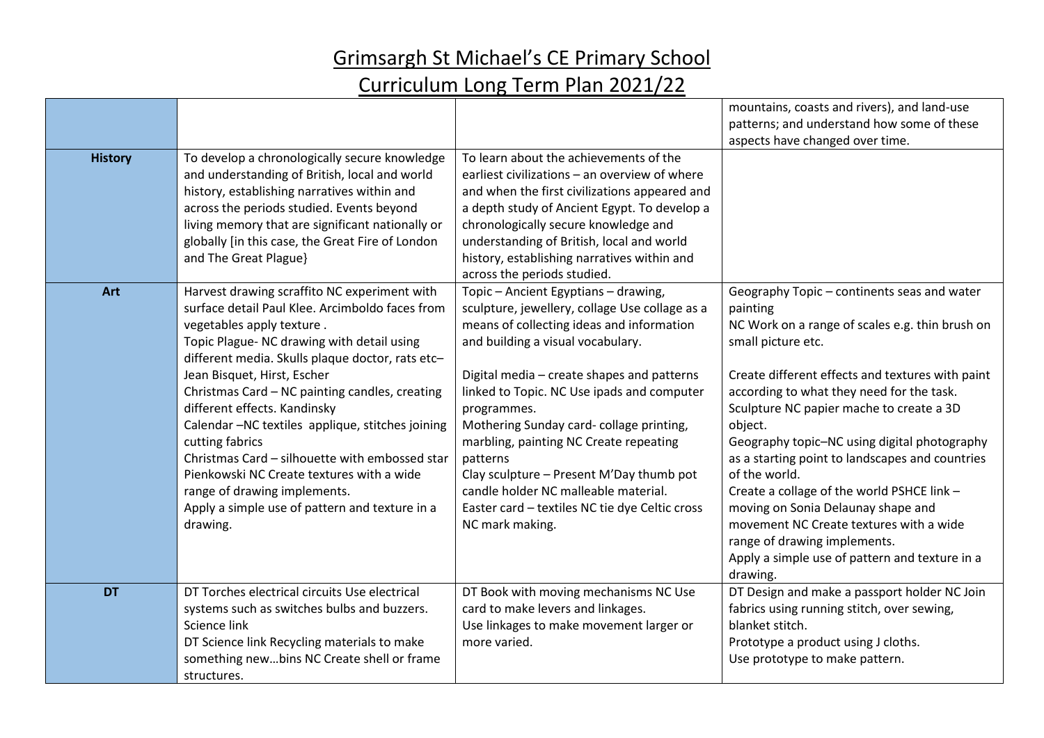# Grimsargh St Michael's CE Primary School

# Curriculum Long Term Plan 2021/22

| | | | |
|---|---|---|---|
| | | | mountains, coasts and rivers), and land-use patterns; and understand how some of these aspects have changed over time. |
| **History** | To develop a chronologically secure knowledge and understanding of British, local and world history, establishing narratives within and across the periods studied. Events beyond living memory that are significant nationally or globally [in this case, the Great Fire of London and The Great Plague} | To learn about the achievements of the earliest civilizations – an overview of where and when the first civilizations appeared and a depth study of Ancient Egypt. To develop a chronologically secure knowledge and understanding of British, local and world history, establishing narratives within and across the periods studied. | |
| **Art** | Harvest drawing scraffito NC experiment with surface detail Paul Klee. Arcimboldo faces from vegetables apply texture .<br>Topic Plague- NC drawing with detail using different media. Skulls plaque doctor, rats etc– Jean Bisquet, Hirst, Escher<br>Christmas Card – NC painting candles, creating different effects. Kandinsky<br>Calendar –NC textiles applique, stitches joining cutting fabrics<br>Christmas Card – silhouette with embossed star Pienkowski NC Create textures with a wide range of drawing implements.<br>Apply a simple use of pattern and texture in a drawing. | Topic – Ancient Egyptians – drawing, sculpture, jewellery, collage Use collage as a means of collecting ideas and information and building a visual vocabulary.<br><br>Digital media – create shapes and patterns linked to Topic. NC Use ipads and computer programmes.<br>Mothering Sunday card- collage printing, marbling, painting NC Create repeating patterns<br>Clay sculpture – Present M'Day thumb pot candle holder NC malleable material.<br>Easter card – textiles NC tie dye Celtic cross NC mark making. | Geography Topic – continents seas and water painting<br>NC Work on a range of scales e.g. thin brush on small picture etc.<br><br>Create different effects and textures with paint according to what they need for the task.<br>Sculpture NC papier mache to create a 3D object.<br>Geography topic–NC using digital photography as a starting point to landscapes and countries of the world.<br>Create a collage of the world PSHCE link – moving on Sonia Delaunay shape and movement NC Create textures with a wide range of drawing implements.<br>Apply a simple use of pattern and texture in a drawing. |
| **DT** | DT Torches electrical circuits Use electrical systems such as switches bulbs and buzzers. Science link<br>DT Science link Recycling materials to make something new…bins NC Create shell or frame structures. | DT Book with moving mechanisms NC Use card to make levers and linkages.<br>Use linkages to make movement larger or more varied. | DT Design and make a passport holder NC Join fabrics using running stitch, over sewing, blanket stitch.<br>Prototype a product using J cloths.<br>Use prototype to make pattern. |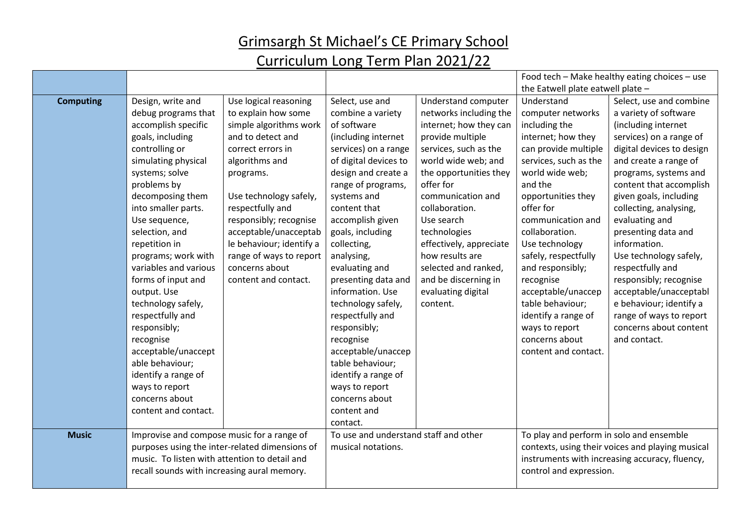# Grimsargh St Michael's CE Primary School

# Curriculum Long Term Plan 2021/22

| | | | | | | |
|---|---|---|---|---|---|---|
| | | | | | Food tech – Make healthy eating choices – use the Eatwell plate eatwell plate – | |
| **Computing** | Design, write and debug programs that accomplish specific goals, including controlling or simulating physical systems; solve problems by decomposing them into smaller parts. Use sequence, selection, and repetition in programs; work with variables and various forms of input and output. Use technology safely, respectfully and responsibly; recognise acceptable/unacceptable behaviour; identify a range of ways to report concerns about content and contact. | Use logical reasoning to explain how some simple algorithms work and to detect and correct errors in algorithms and programs.<br><br>Use technology safely, respectfully and responsibly; recognise acceptable/unacceptable behaviour; identify a range of ways to report concerns about content and contact. | Select, use and combine a variety of software (including internet services) on a range of digital devices to design and create a range of programs, systems and content that accomplish given goals, including collecting, analysing, evaluating and presenting data and information. Use technology safely, respectfully and responsibly; recognise acceptable/unacceptable behaviour; identify a range of ways to report concerns about content and contact. | Understand computer networks including the internet; how they can provide multiple services, such as the world wide web; and the opportunities they offer for communication and collaboration. Use search technologies effectively, appreciate how results are selected and ranked, and be discerning in evaluating digital content. | Understand computer networks including the internet; how they can provide multiple services, such as the world wide web; and the opportunities they offer for communication and collaboration. Use technology safely, respectfully and responsibly; recognise acceptable/unacceptable behaviour; identify a range of ways to report concerns about content and contact. | Select, use and combine a variety of software (including internet services) on a range of digital devices to design and create a range of programs, systems and content that accomplish given goals, including collecting, analysing, evaluating and presenting data and information. Use technology safely, respectfully and responsibly; recognise acceptable/unacceptable behaviour; identify a range of ways to report concerns about content and contact. |
| **Music** | Improvise and compose music for a range of purposes using the inter-related dimensions of music. To listen with attention to detail and recall sounds with increasing aural memory. | | To use and understand staff and other musical notations. | | To play and perform in solo and ensemble contexts, using their voices and playing musical instruments with increasing accuracy, fluency, control and expression. | |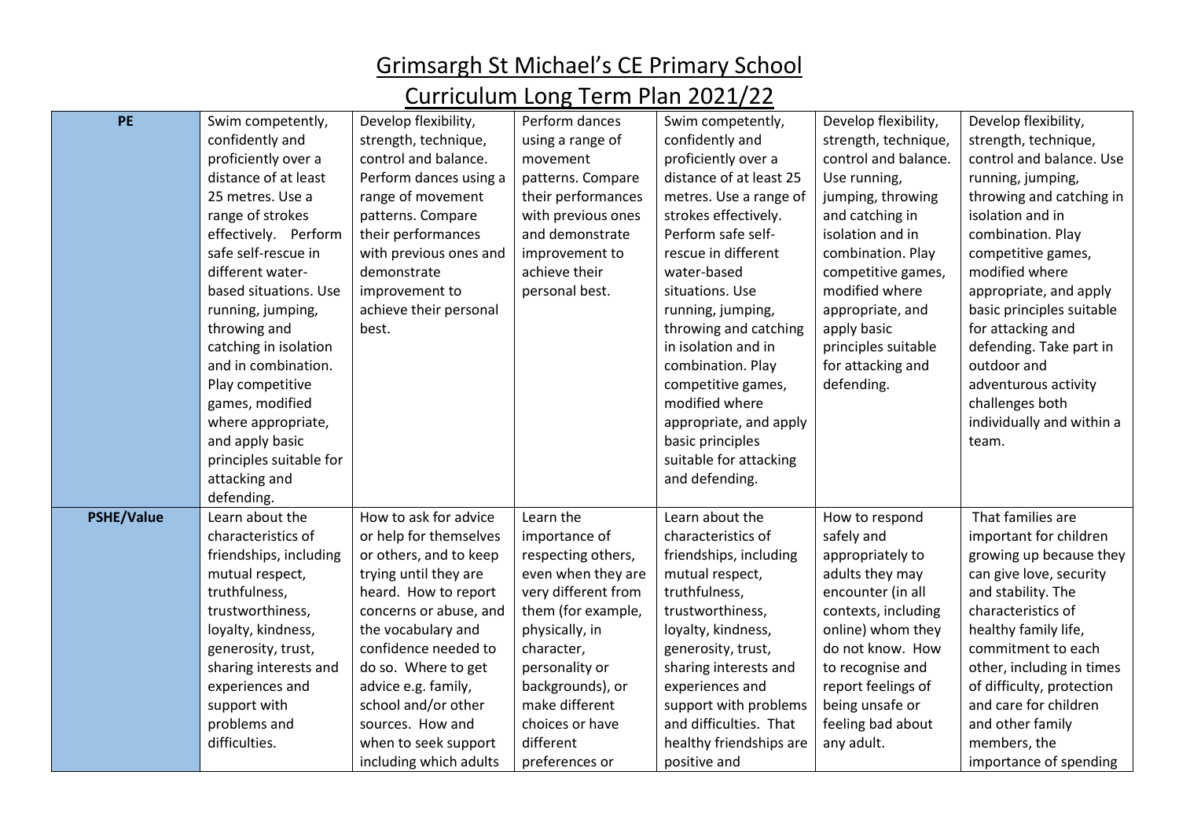# Grimsargh St Michael's CE Primary School

## Curriculum Long Term Plan 2021/22

| **PE** | Swim competently, confidently and proficiently over a distance of at least 25 metres. Use a range of strokes effectively. Perform safe self-rescue in different water-based situations. Use running, jumping, throwing and catching in isolation and in combination. Play competitive games, modified where appropriate, and apply basic principles suitable for attacking and defending. | Develop flexibility, strength, technique, control and balance. Perform dances using a range of movement patterns. Compare their performances with previous ones and demonstrate improvement to achieve their personal best. | Perform dances using a range of movement patterns. Compare their performances with previous ones and demonstrate improvement to achieve their personal best. | Swim competently, confidently and proficiently over a distance of at least 25 metres. Use a range of strokes effectively. Perform safe self-rescue in different water-based situations. Use running, jumping, throwing and catching in isolation and in combination. Play competitive games, modified where appropriate, and apply basic principles suitable for attacking and defending. | Develop flexibility, strength, technique, control and balance. Use running, jumping, throwing and catching in isolation and in combination. Play competitive games, modified where appropriate, and apply basic principles suitable for attacking and defending. | Develop flexibility, strength, technique, control and balance. Use running, jumping, throwing and catching in isolation and in combination. Play competitive games, modified where appropriate, and apply basic principles suitable for attacking and defending. Take part in outdoor and adventurous activity challenges both individually and within a team. |
|---|---|---|---|---|---|---|
| **PSHE/Value** | Learn about the characteristics of friendships, including mutual respect, truthfulness, trustworthiness, loyalty, kindness, generosity, trust, sharing interests and experiences and support with problems and difficulties. | How to ask for advice or help for themselves or others, and to keep trying until they are heard. How to report concerns or abuse, and the vocabulary and confidence needed to do so. Where to get advice e.g. family, school and/or other sources. How and when to seek support including which adults | Learn the importance of respecting others, even when they are very different from them (for example, physically, in character, personality or backgrounds), or make different choices or have different preferences or | Learn about the characteristics of friendships, including mutual respect, truthfulness, trustworthiness, loyalty, kindness, generosity, trust, sharing interests and experiences and support with problems and difficulties. That healthy friendships are positive and | How to respond safely and appropriately to adults they may encounter (in all contexts, including online) whom they do not know. How to recognise and report feelings of being unsafe or feeling bad about any adult. | That families are important for children growing up because they can give love, security and stability. The characteristics of healthy family life, commitment to each other, including in times of difficulty, protection and care for children and other family members, the importance of spending |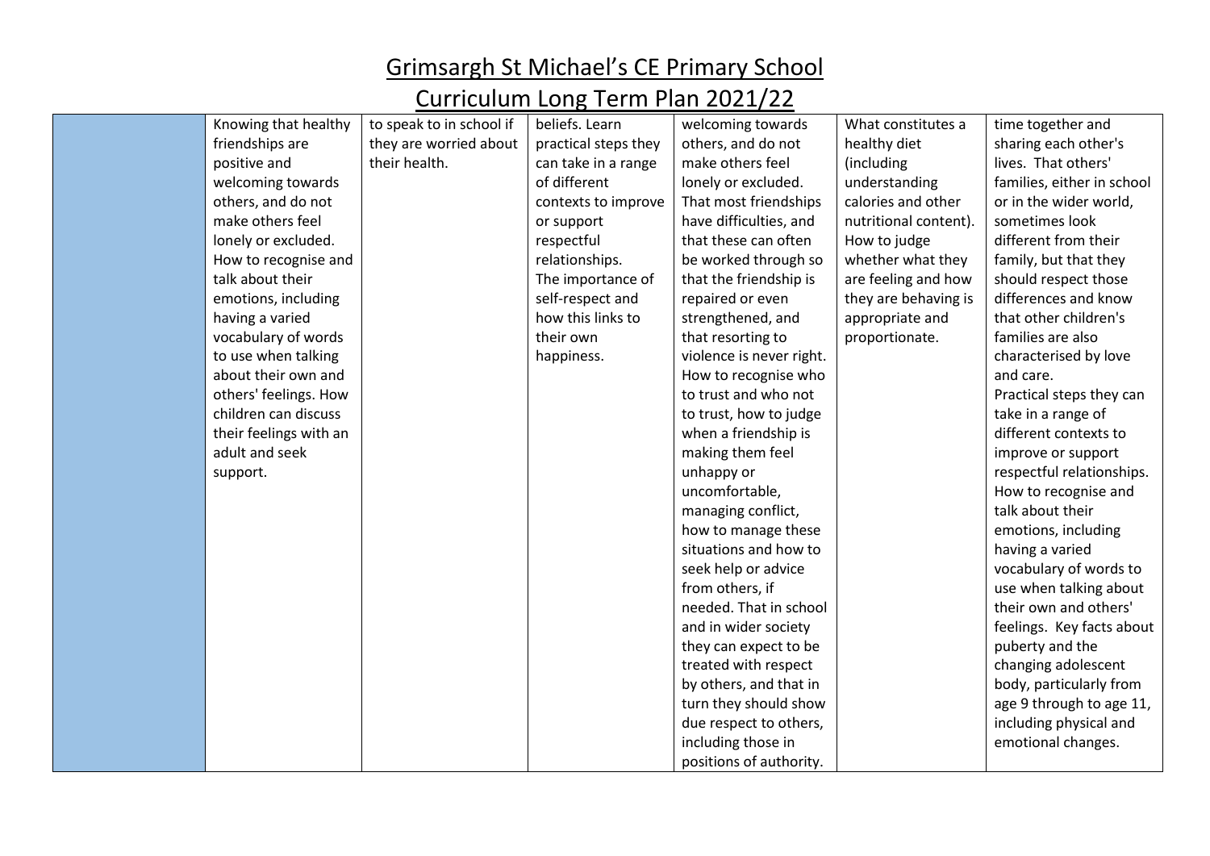# Grimsargh St Michael's CE Primary School

# Curriculum Long Term Plan 2021/22

| | | | | | | |
|---|---|---|---|---|---|---|
| | Knowing that healthy friendships are positive and welcoming towards others, and do not make others feel lonely or excluded. How to recognise and talk about their emotions, including having a varied vocabulary of words to use when talking about their own and others' feelings. How children can discuss their feelings with an adult and seek support. | to speak to in school if they are worried about their health. | beliefs. Learn practical steps they can take in a range of different contexts to improve or support respectful relationships. The importance of self-respect and how this links to their own happiness. | welcoming towards others, and do not make others feel lonely or excluded. That most friendships have difficulties, and that these can often be worked through so that the friendship is repaired or even strengthened, and that resorting to violence is never right. How to recognise who to trust and who not to trust, how to judge when a friendship is making them feel unhappy or uncomfortable, managing conflict, how to manage these situations and how to seek help or advice from others, if needed. That in school and in wider society they can expect to be treated with respect by others, and that in turn they should show due respect to others, including those in positions of authority. | What constitutes a healthy diet (including understanding calories and other nutritional content). How to judge whether what they are feeling and how they are behaving is appropriate and proportionate. | time together and sharing each other's lives. That others' families, either in school or in the wider world, sometimes look different from their family, but that they should respect those differences and know that other children's families are also characterised by love and care. Practical steps they can take in a range of different contexts to improve or support respectful relationships. How to recognise and talk about their emotions, including having a varied vocabulary of words to use when talking about their own and others' feelings. Key facts about puberty and the changing adolescent body, particularly from age 9 through to age 11, including physical and emotional changes. |